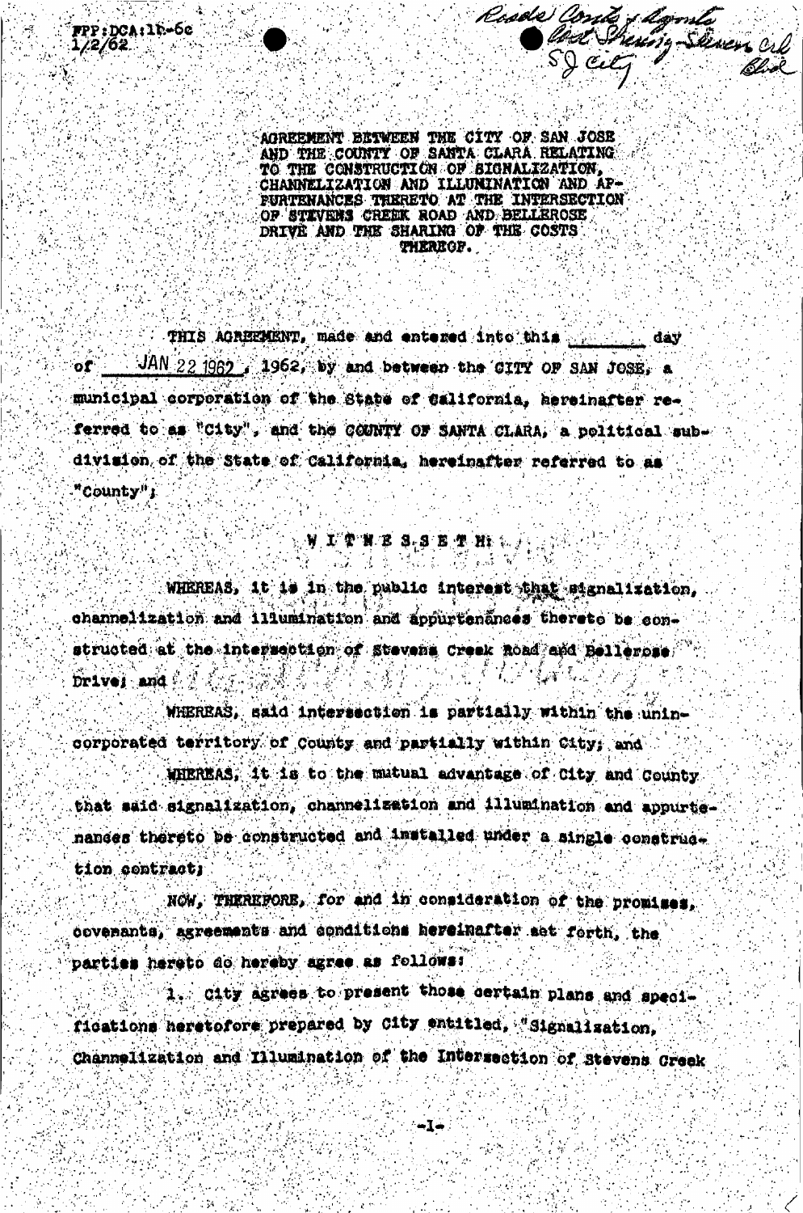FPP:DCA:1h-6c
1/2/62

Roads Constr & Agmts
Cost Sharing-Stevens Crk Blvd
SJ City

AGREEMENT BETWEEN THE CITY OF SAN JOSE AND THE COUNTY OF SANTA CLARA RELATING TO THE CONSTRUCTION OF SIGNALIZATION, CHANNELIZATION AND ILLUMINATION AND APPURTENANCES THERETO AT THE INTERSECTION OF STEVENS CREEK ROAD AND BELLEROSE DRIVE AND THE SHARING OF THE COSTS THEREOF.

THIS AGREEMENT, made and entered into this \_\_\_\_\_\_\_ day of JAN 22 1962, 1962, by and between the CITY OF SAN JOSE, a municipal corporation of the State of California, hereinafter referred to as "City", and the COUNTY OF SANTA CLARA, a political subdivision of the State of California, hereinafter referred to as "County";

W I T N E S S E T H:

WHEREAS, it is in the public interest that signalization, channelization and illumination and appurtenances thereto be constructed at the intersection of Stevens Creek Road and Bellerose Drive; and

WHEREAS, said intersection is partially within the unincorporated territory of County and partially within City; and

WHEREAS, it is to the mutual advantage of City and County that said signalization, channelization and illumination and appurtenances thereto be constructed and installed under a single construction contract;

NOW, THEREFORE, for and in consideration of the promises, covenants, agreements and conditions hereinafter set forth, the parties hereto do hereby agree as follows:

1. City agrees to present those certain plans and specifications heretofore prepared by City entitled, "Signalization, Channelization and Illumination of the Intersection of Stevens Creek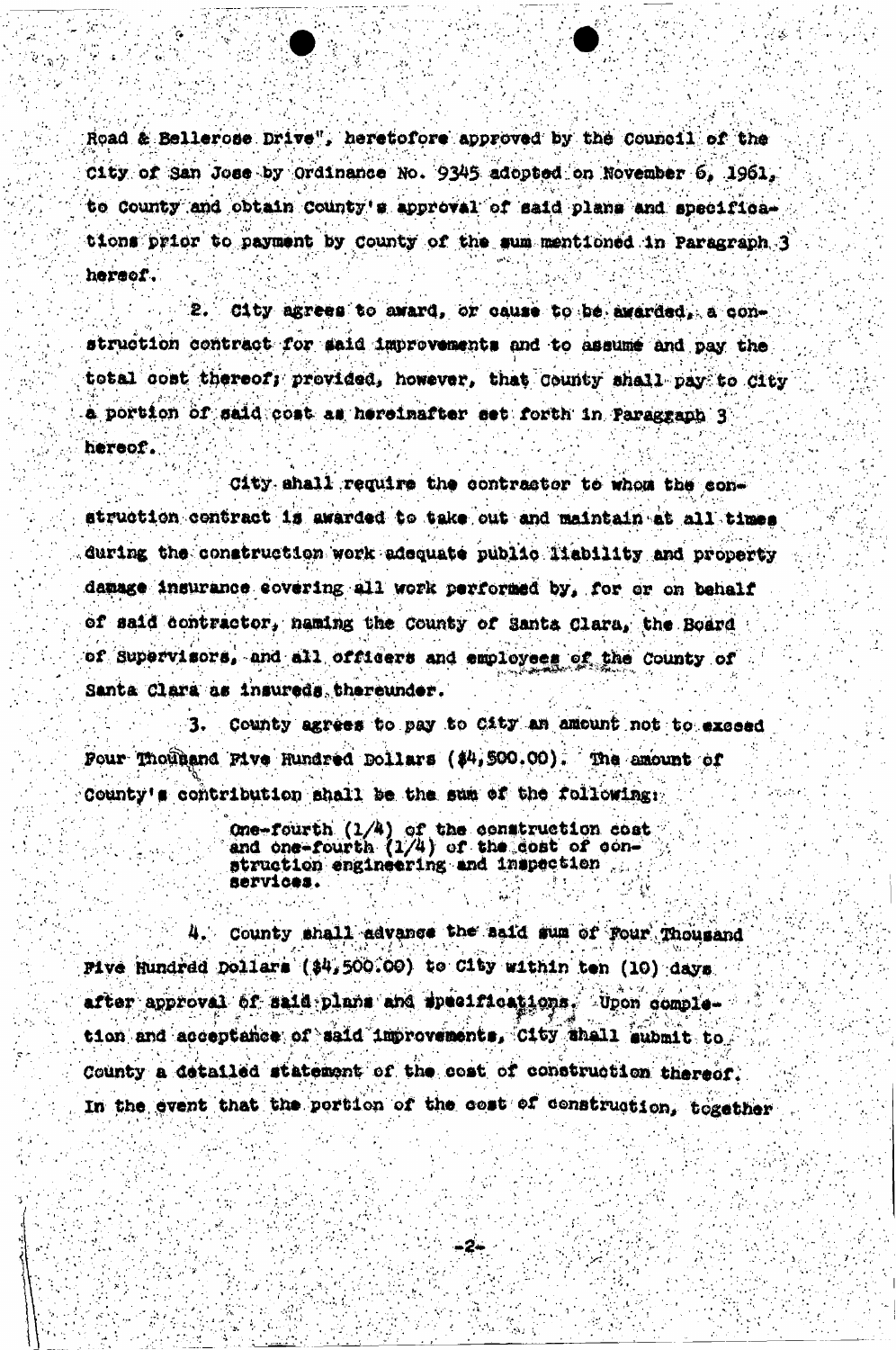Road & Bellerose Drive", heretofore approved by the Council of the City of San Jose by Ordinance No. 9345 adopted on November 6, 1961, to County and obtain County's approval of said plans and specifications prior to payment by County of the sum mentioned in Paragraph 3 hereof.

2. City agrees to award, or cause to be awarded, a construction contract for said improvements and to assume and pay the total cost thereof; provided, however, that County shall pay to City a portion of said cost as hereinafter set forth in Paragraph 3 hereof.

City shall require the contractor to whom the construction contract is awarded to take out and maintain at all times during the construction work adequate public liability and property damage insurance covering all work performed by, for or on behalf of said contractor, naming the County of Santa Clara, the Board of Supervisors, and all officers and employees of the County of Santa Clara as insureds thereunder.

3. County agrees to pay to City an amount not to exceed Four Thousand Five Hundred Dollars ($4,500.00). The amount of County's contribution shall be the sum of the following:

> One-fourth (1/4) of the construction cost and one-fourth (1/4) of the cost of construction engineering and inspection services.

4. County shall advance the said sum of Four Thousand Five Hundred Dollars ($4,500.00) to City within ten (10) days after approval of said plans and specifications. Upon completion and acceptance of said improvements, City shall submit to County a detailed statement of the cost of construction thereof. In the event that the portion of the cost of construction, together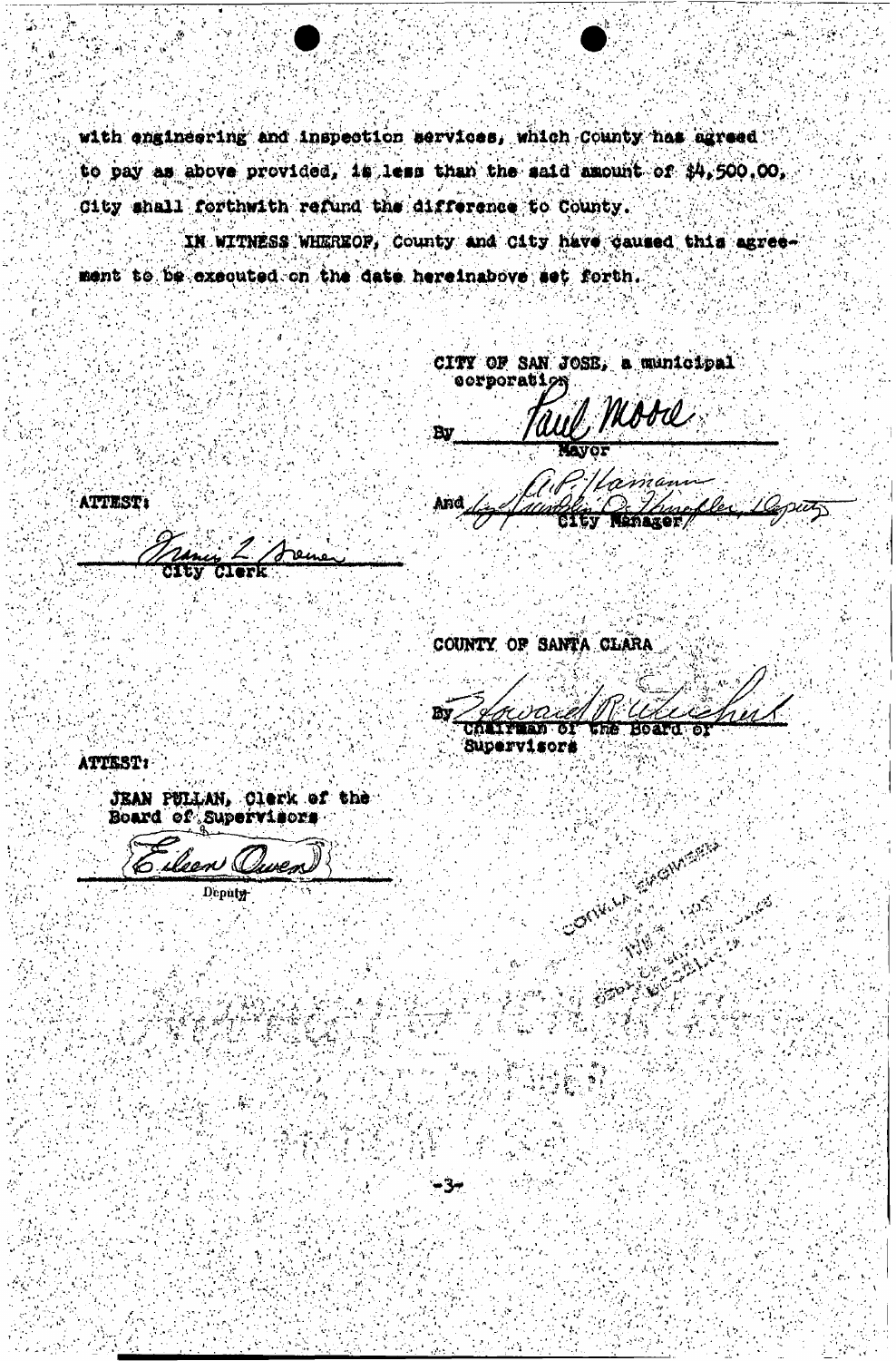with engineering and inspection services, which County has agreed to pay as above provided, is less than the said amount of $4,500.00, City shall forthwith refund the difference to County.

IN WITNESS WHEREOF, County and City have caused this agreement to be executed on the date hereinabove set forth.

CITY OF SAN JOSE, a municipal corporation

By *Paul Moore*
Mayor

And *A.P. Hamann* *by Franklin D. Knopfler, Deputy*
City Manager

ATTEST:

*Francis L. Greiner*
City Clerk

COUNTY OF SANTA CLARA

By *Howard W. Campen*
Chairman of the Board of Supervisors

ATTEST:

JEAN PULLAN, Clerk of the Board of Supervisors

*Eileen Owen*
Deputy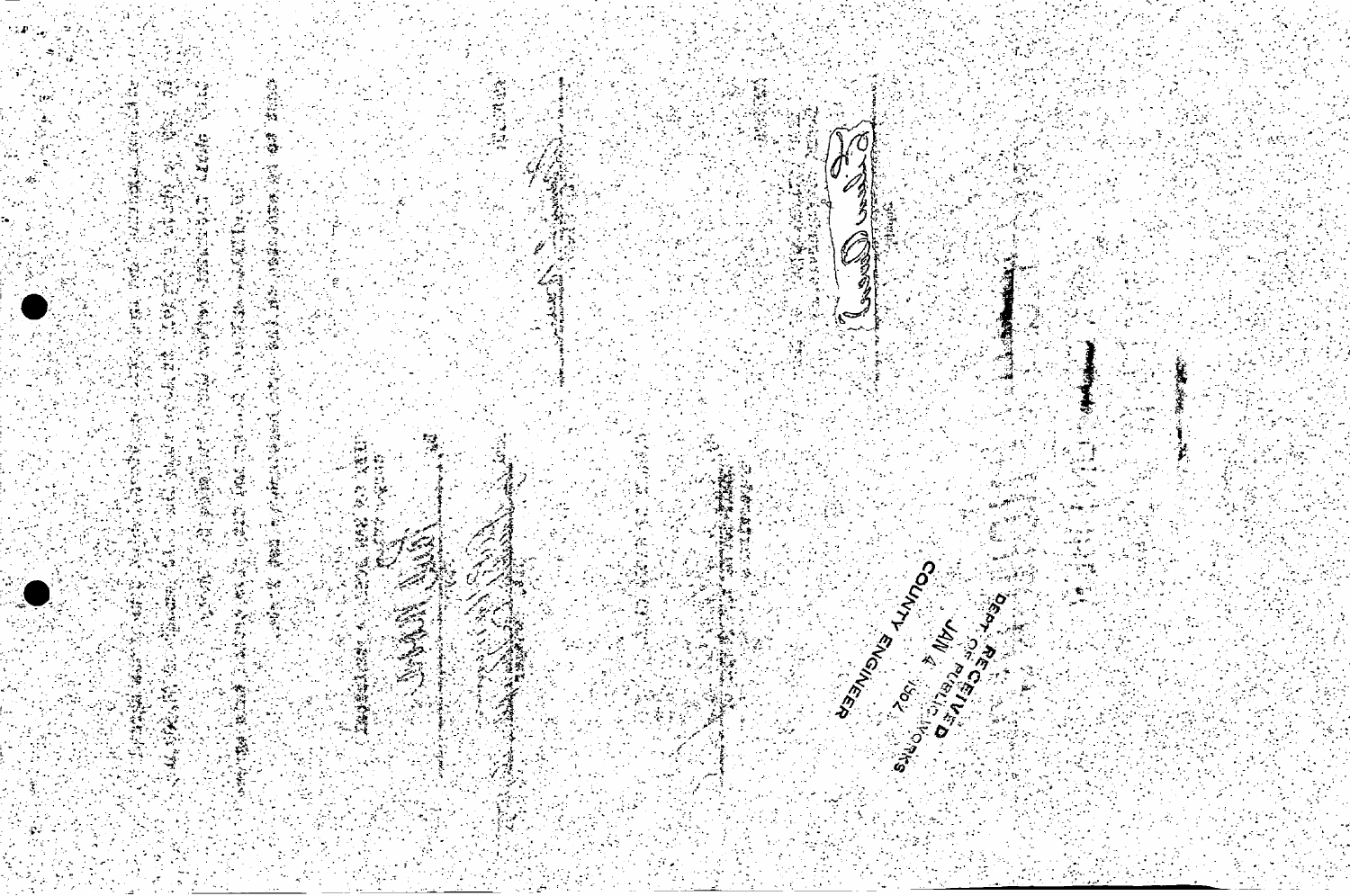RECEIVED

DEPT. OF PUBLIC WORKS

JAN 4 1962

COUNTY ENGINEER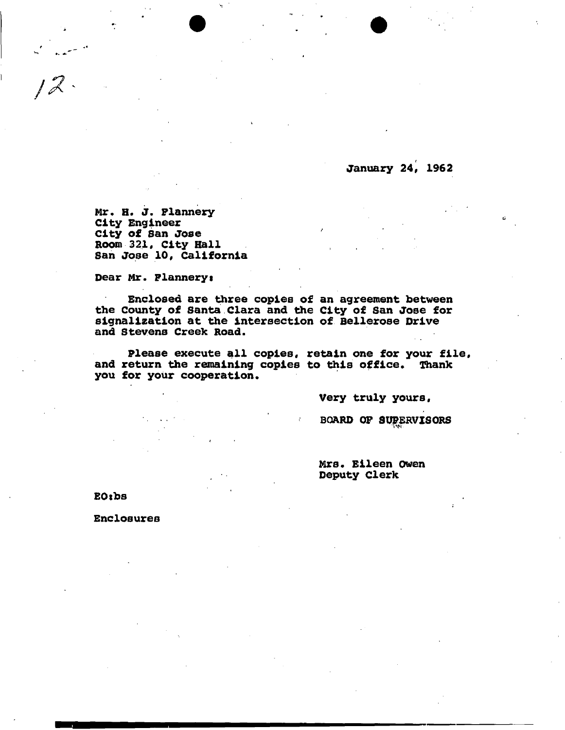12.

January 24, 1962

Mr. H. J. Flannery
City Engineer
City of San Jose
Room 321, City Hall
San Jose 10, California

Dear Mr. Flannery:

Enclosed are three copies of an agreement between the County of Santa Clara and the City of San Jose for signalization at the intersection of Bellerose Drive and Stevens Creek Road.

Please execute all copies, retain one for your file, and return the remaining copies to this office. Thank you for your cooperation.

Very truly yours,

BOARD OF SUPERVISORS

Mrs. Eileen Owen
Deputy Clerk

EO:bs

Enclosures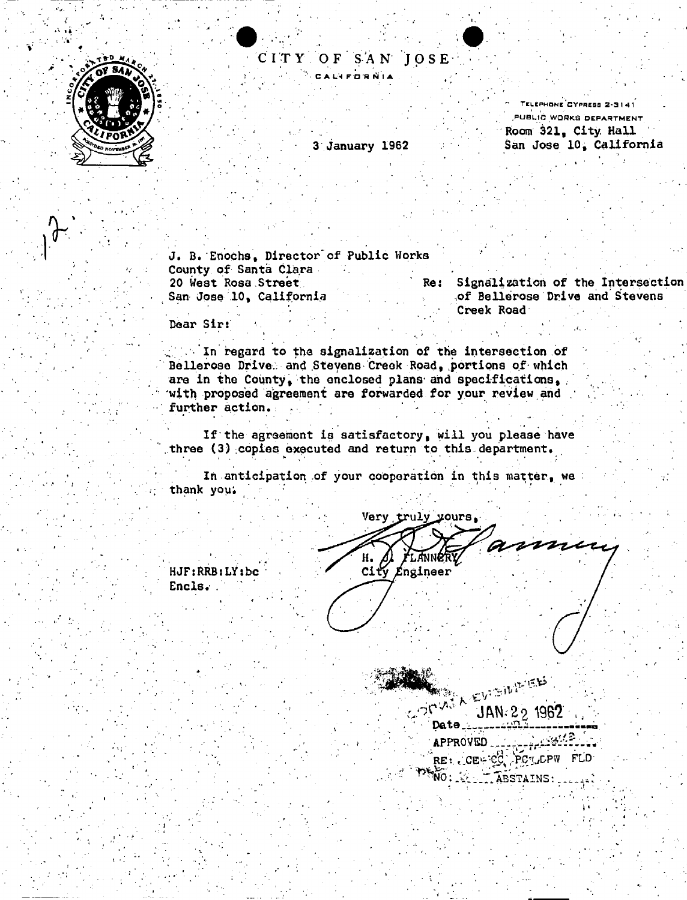# CITY OF SAN JOSE

CALIFORNIA

TELEPHONE CYPRESS 2-3141
PUBLIC WORKS DEPARTMENT
Room 321, City Hall
San Jose 10, California

3 January 1962

J. B. Enochs, Director of Public Works
County of Santa Clara
20 West Rosa Street
San Jose 10, California

Re: Signalization of the Intersection of Bellerose Drive and Stevens Creek Road

Dear Sir:

In regard to the signalization of the intersection of Bellerose Drive and Stevens Creek Road, portions of which are in the County, the enclosed plans and specifications, with proposed agreement are forwarded for your review and further action.

If the agreement is satisfactory, will you please have three (3) copies executed and return to this department.

In anticipation of your cooperation in this matter, we thank you.

Very truly yours,

H. J. FLANNERY
City Engineer

HJF:RRB:LY:bc
Encls.

COUNTY ENGINEER
Date JAN 22 1962
APPROVED
RE: CE CC PC DPW FLD
NO: ABSTAINS: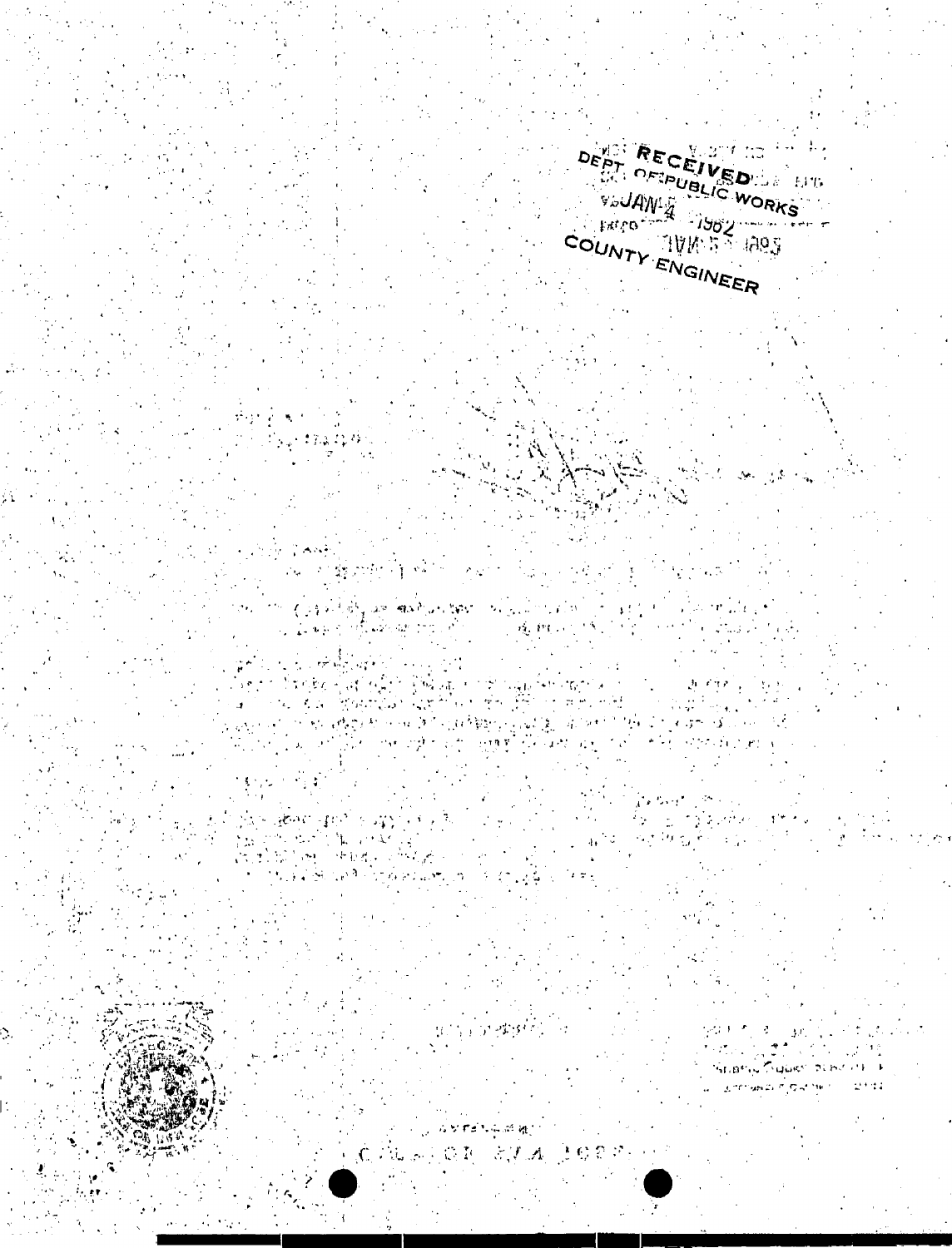RECEIVED
DEPT. OF PUBLIC WORKS
JAN 4 1962
COUNTY ENGINEER